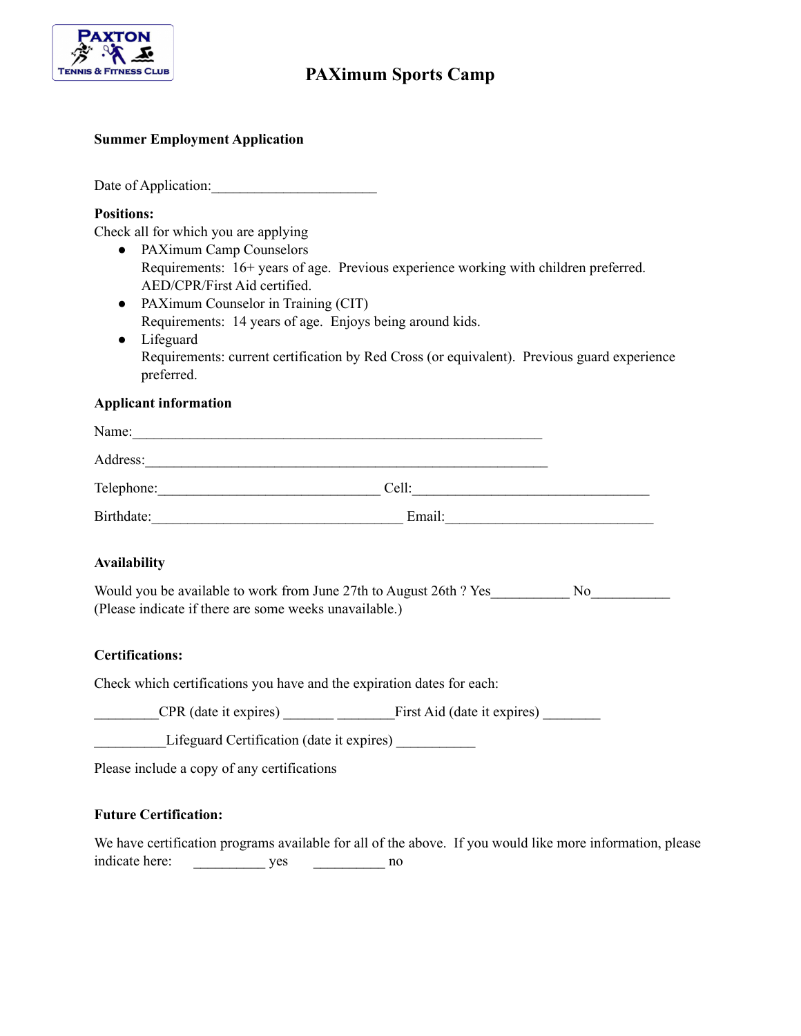PAXTON
TENNIS & FITNESS CLUB

# PAXimum Sports Camp

**Summer Employment Application**

Date of Application:_______________________

**Positions:**
Check all for which you are applying

- PAXimum Camp Counselors
  Requirements: 16+ years of age. Previous experience working with children preferred. AED/CPR/First Aid certified.
- PAXimum Counselor in Training (CIT)
  Requirements: 14 years of age. Enjoys being around kids.
- Lifeguard
  Requirements: current certification by Red Cross (or equivalent). Previous guard experience preferred.

**Applicant information**

Name:__________________________________________________________

Address:________________________________________________________

Telephone:______________________________ Cell:_________________________________

Birthdate:__________________________________ Email:_____________________________

**Availability**

Would you be available to work from June 27th to August 26th ? Yes___________ No___________
(Please indicate if there are some weeks unavailable.)

**Certifications:**

Check which certifications you have and the expiration dates for each:

_________CPR (date it expires) _______ ________First Aid (date it expires) ________

__________Lifeguard Certification (date it expires) ___________

Please include a copy of any certifications

**Future Certification:**

We have certification programs available for all of the above. If you would like more information, please indicate here: __________ yes __________ no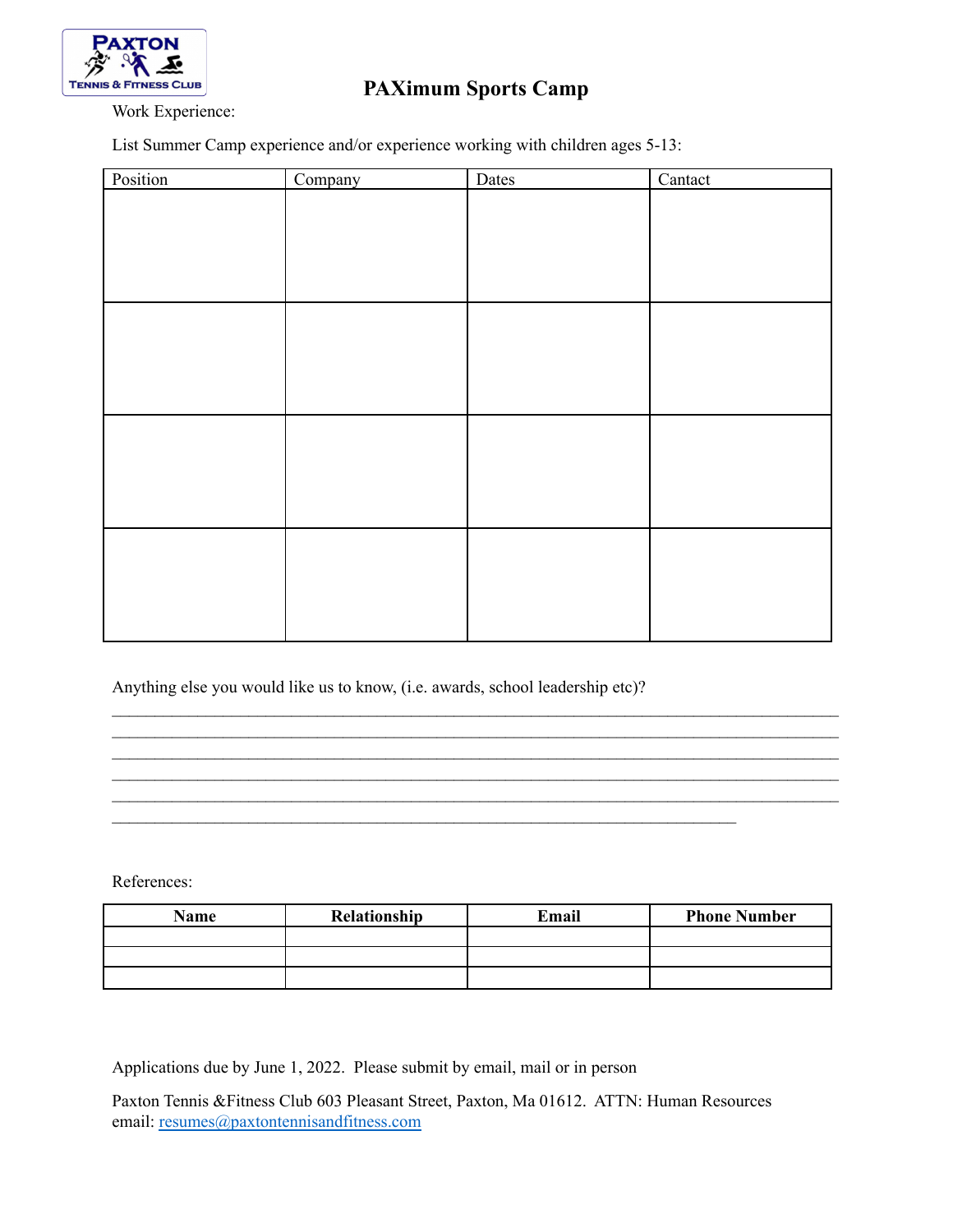# PAXimum Sports Camp

Work Experience:

List Summer Camp experience and/or experience working with children ages 5-13:

| Position | Company | Dates | Cantact |
| --- | --- | --- | --- |
| | | | |
| | | | |
| | | | |
| | | | |

Anything else you would like us to know, (i.e. awards, school leadership etc)?

___________________________________________________________________________
___________________________________________________________________________
___________________________________________________________________________
___________________________________________________________________________
___________________________________________________________________________
_________________________________________________________________

References:

| Name | Relationship | Email | Phone Number |
| --- | --- | --- | --- |
| | | | |
| | | | |
| | | | |

Applications due by June 1, 2022. Please submit by email, mail or in person

Paxton Tennis &Fitness Club 603 Pleasant Street, Paxton, Ma 01612. ATTN: Human Resources
email: [resumes@paxtontennisandfitness.com](mailto:resumes@paxtontennisandfitness.com)